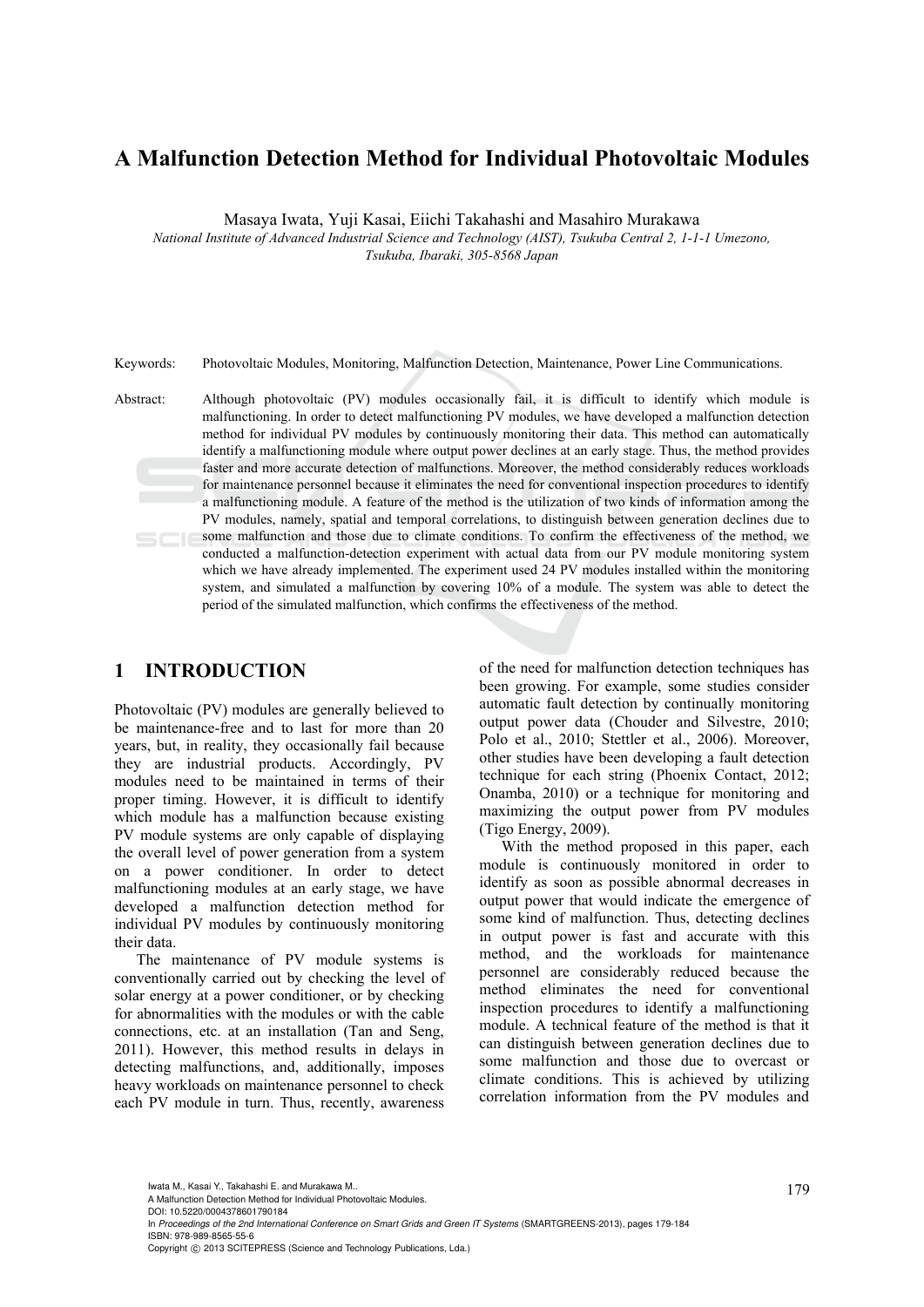# A Malfunction Detection Method for Individual Photovoltaic Modules

Masaya Iwata, Yuji Kasai, Eiichi Takahashi and Masahiro Murakawa

*National Institute of Advanced Industrial Science and Technology (AIST), Tsukuba Central 2, 1-1-1 Umezono, Tsukuba, Ibaraki, 305-8568 Japan*

Keywords: Photovoltaic Modules, Monitoring, Malfunction Detection, Maintenance, Power Line Communications.

Abstract: Although photovoltaic (PV) modules occasionally fail, it is difficult to identify which module is malfunctioning. In order to detect malfunctioning PV modules, we have developed a malfunction detection method for individual PV modules by continuously monitoring their data. This method can automatically identify a malfunctioning module where output power declines at an early stage. Thus, the method provides faster and more accurate detection of malfunctions. Moreover, the method considerably reduces workloads for maintenance personnel because it eliminates the need for conventional inspection procedures to identify a malfunctioning module. A feature of the method is the utilization of two kinds of information among the PV modules, namely, spatial and temporal correlations, to distinguish between generation declines due to some malfunction and those due to climate conditions. To confirm the effectiveness of the method, we conducted a malfunction-detection experiment with actual data from our PV module monitoring system which we have already implemented. The experiment used 24 PV modules installed within the monitoring system, and simulated a malfunction by covering 10% of a module. The system was able to detect the period of the simulated malfunction, which confirms the effectiveness of the method.

## 1 INTRODUCTION

Photovoltaic (PV) modules are generally believed to be maintenance-free and to last for more than 20 years, but, in reality, they occasionally fail because they are industrial products. Accordingly, PV modules need to be maintained in terms of their proper timing. However, it is difficult to identify which module has a malfunction because existing PV module systems are only capable of displaying the overall level of power generation from a system on a power conditioner. In order to detect malfunctioning modules at an early stage, we have developed a malfunction detection method for individual PV modules by continuously monitoring their data.

The maintenance of PV module systems is conventionally carried out by checking the level of solar energy at a power conditioner, or by checking for abnormalities with the modules or with the cable connections, etc. at an installation (Tan and Seng, 2011). However, this method results in delays in detecting malfunctions, and, additionally, imposes heavy workloads on maintenance personnel to check each PV module in turn. Thus, recently, awareness of the need for malfunction detection techniques has been growing. For example, some studies consider automatic fault detection by continually monitoring output power data (Chouder and Silvestre, 2010; Polo et al., 2010; Stettler et al., 2006). Moreover, other studies have been developing a fault detection technique for each string (Phoenix Contact, 2012; Onamba, 2010) or a technique for monitoring and maximizing the output power from PV modules (Tigo Energy, 2009).

With the method proposed in this paper, each module is continuously monitored in order to identify as soon as possible abnormal decreases in output power that would indicate the emergence of some kind of malfunction. Thus, detecting declines in output power is fast and accurate with this method, and the workloads for maintenance personnel are considerably reduced because the method eliminates the need for conventional inspection procedures to identify a malfunctioning module. A technical feature of the method is that it can distinguish between generation declines due to some malfunction and those due to overcast or climate conditions. This is achieved by utilizing correlation information from the PV modules and

Iwata M., Kasai Y., Takahashi E. and Murakawa M..
A Malfunction Detection Method for Individual Photovoltaic Modules.
DOI: 10.5220/0004378601790184
In *Proceedings of the 2nd International Conference on Smart Grids and Green IT Systems* (SMARTGREENS-2013), pages 179-184
ISBN: 978-989-8565-55-6
Copyright © 2013 SCITEPRESS (Science and Technology Publications, Lda.)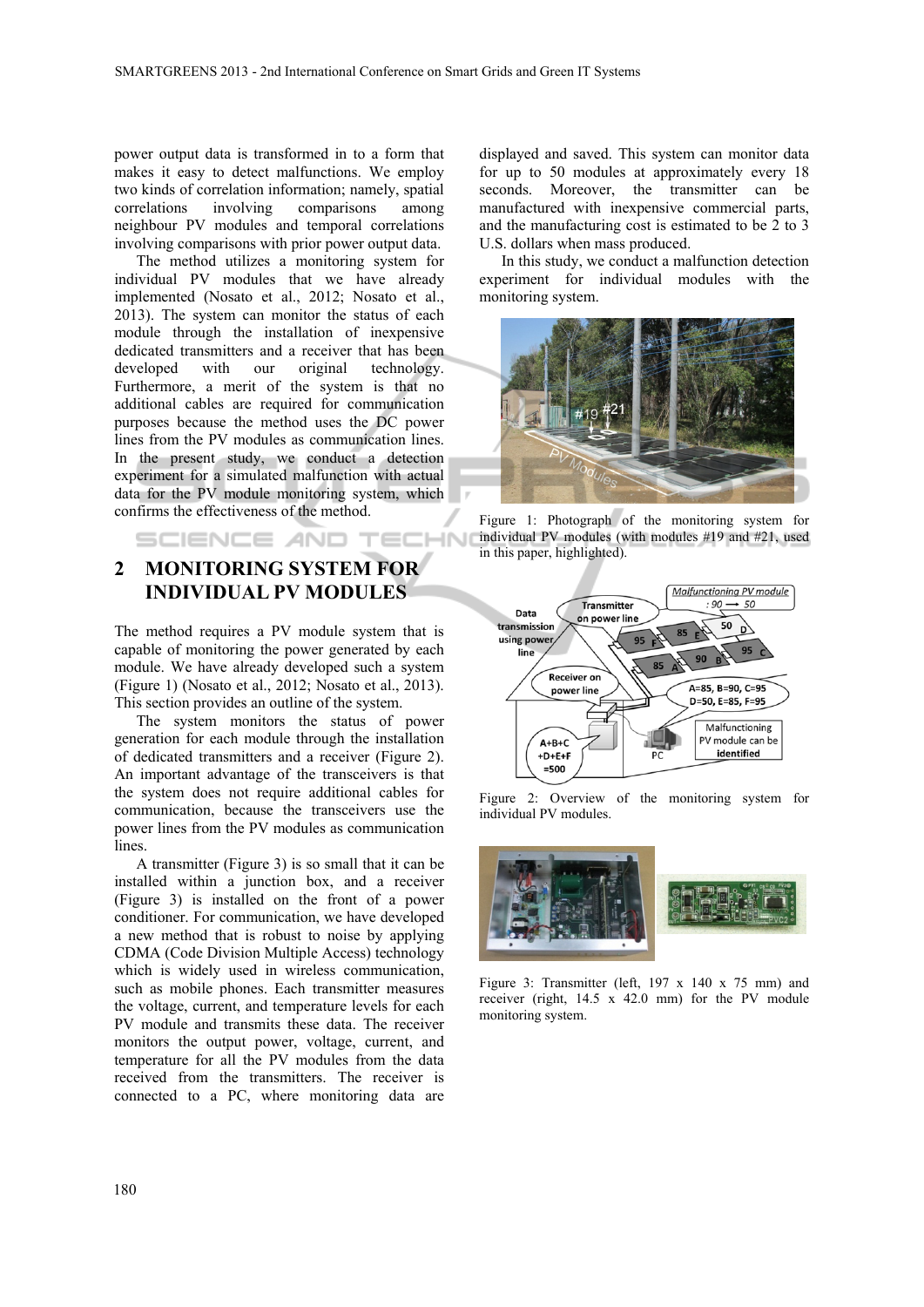power output data is transformed in to a form that makes it easy to detect malfunctions. We employ two kinds of correlation information; namely, spatial correlations involving comparisons among neighbour PV modules and temporal correlations involving comparisons with prior power output data.

The method utilizes a monitoring system for individual PV modules that we have already implemented (Nosato et al., 2012; Nosato et al., 2013). The system can monitor the status of each module through the installation of inexpensive dedicated transmitters and a receiver that has been developed with our original technology. Furthermore, a merit of the system is that no additional cables are required for communication purposes because the method uses the DC power lines from the PV modules as communication lines. In the present study, we conduct a detection experiment for a simulated malfunction with actual data for the PV module monitoring system, which confirms the effectiveness of the method.

## 2 MONITORING SYSTEM FOR INDIVIDUAL PV MODULES

The method requires a PV module system that is capable of monitoring the power generated by each module. We have already developed such a system (Figure 1) (Nosato et al., 2012; Nosato et al., 2013). This section provides an outline of the system.

The system monitors the status of power generation for each module through the installation of dedicated transmitters and a receiver (Figure 2). An important advantage of the transceivers is that the system does not require additional cables for communication, because the transceivers use the power lines from the PV modules as communication lines.

A transmitter (Figure 3) is so small that it can be installed within a junction box, and a receiver (Figure 3) is installed on the front of a power conditioner. For communication, we have developed a new method that is robust to noise by applying CDMA (Code Division Multiple Access) technology which is widely used in wireless communication, such as mobile phones. Each transmitter measures the voltage, current, and temperature levels for each PV module and transmits these data. The receiver monitors the output power, voltage, current, and temperature for all the PV modules from the data received from the transmitters. The receiver is connected to a PC, where monitoring data are displayed and saved. This system can monitor data for up to 50 modules at approximately every 18 seconds. Moreover, the transmitter can be manufactured with inexpensive commercial parts, and the manufacturing cost is estimated to be 2 to 3 U.S. dollars when mass produced.

In this study, we conduct a malfunction detection experiment for individual modules with the monitoring system.

Figure 1: Photograph of the monitoring system for individual PV modules (with modules #19 and #21, used in this paper, highlighted).

Figure 2: Overview of the monitoring system for individual PV modules.

Figure 3: Transmitter (left, 197 x 140 x 75 mm) and receiver (right, 14.5 x 42.0 mm) for the PV module monitoring system.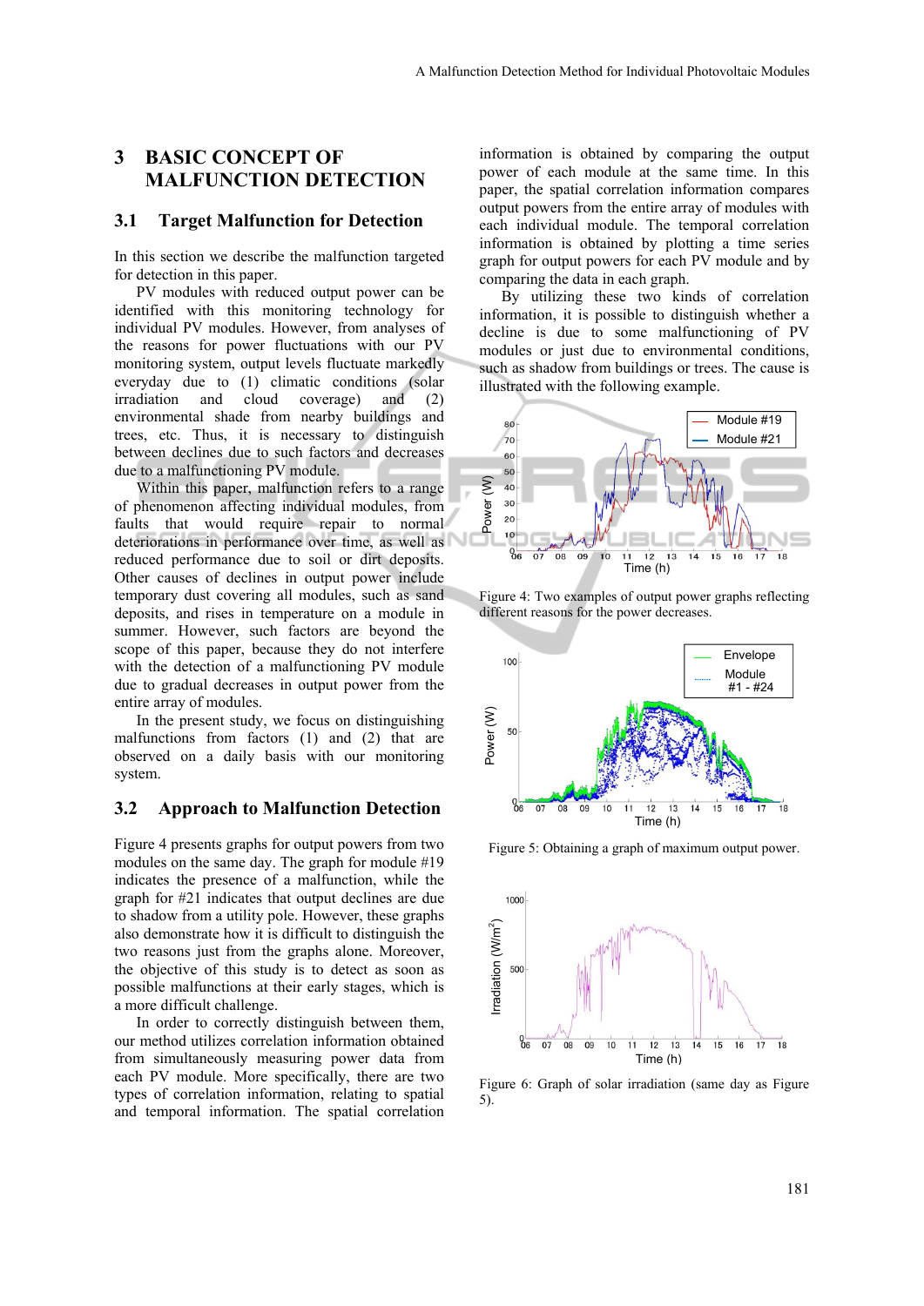## 3 BASIC CONCEPT OF MALFUNCTION DETECTION

### 3.1 Target Malfunction for Detection

In this section we describe the malfunction targeted for detection in this paper.

PV modules with reduced output power can be identified with this monitoring technology for individual PV modules. However, from analyses of the reasons for power fluctuations with our PV monitoring system, output levels fluctuate markedly everyday due to (1) climatic conditions (solar irradiation and cloud coverage) and (2) environmental shade from nearby buildings and trees, etc. Thus, it is necessary to distinguish between declines due to such factors and decreases due to a malfunctioning PV module.

Within this paper, malfunction refers to a range of phenomenon affecting individual modules, from faults that would require repair to normal deteriorations in performance over time, as well as reduced performance due to soil or dirt deposits. Other causes of declines in output power include temporary dust covering all modules, such as sand deposits, and rises in temperature on a module in summer. However, such factors are beyond the scope of this paper, because they do not interfere with the detection of a malfunctioning PV module due to gradual decreases in output power from the entire array of modules.

In the present study, we focus on distinguishing malfunctions from factors (1) and (2) that are observed on a daily basis with our monitoring system.

### 3.2 Approach to Malfunction Detection

Figure 4 presents graphs for output powers from two modules on the same day. The graph for module #19 indicates the presence of a malfunction, while the graph for #21 indicates that output declines are due to shadow from a utility pole. However, these graphs also demonstrate how it is difficult to distinguish the two reasons just from the graphs alone. Moreover, the objective of this study is to detect as soon as possible malfunctions at their early stages, which is a more difficult challenge.

In order to correctly distinguish between them, our method utilizes correlation information obtained from simultaneously measuring power data from each PV module. More specifically, there are two types of correlation information, relating to spatial and temporal information. The spatial correlation information is obtained by comparing the output power of each module at the same time. In this paper, the spatial correlation information compares output powers from the entire array of modules with each individual module. The temporal correlation information is obtained by plotting a time series graph for output powers for each PV module and by comparing the data in each graph.

By utilizing these two kinds of correlation information, it is possible to distinguish whether a decline is due to some malfunctioning of PV modules or just due to environmental conditions, such as shadow from buildings or trees. The cause is illustrated with the following example.

Figure 4: Two examples of output power graphs reflecting different reasons for the power decreases.

Figure 5: Obtaining a graph of maximum output power.

Figure 6: Graph of solar irradiation (same day as Figure 5).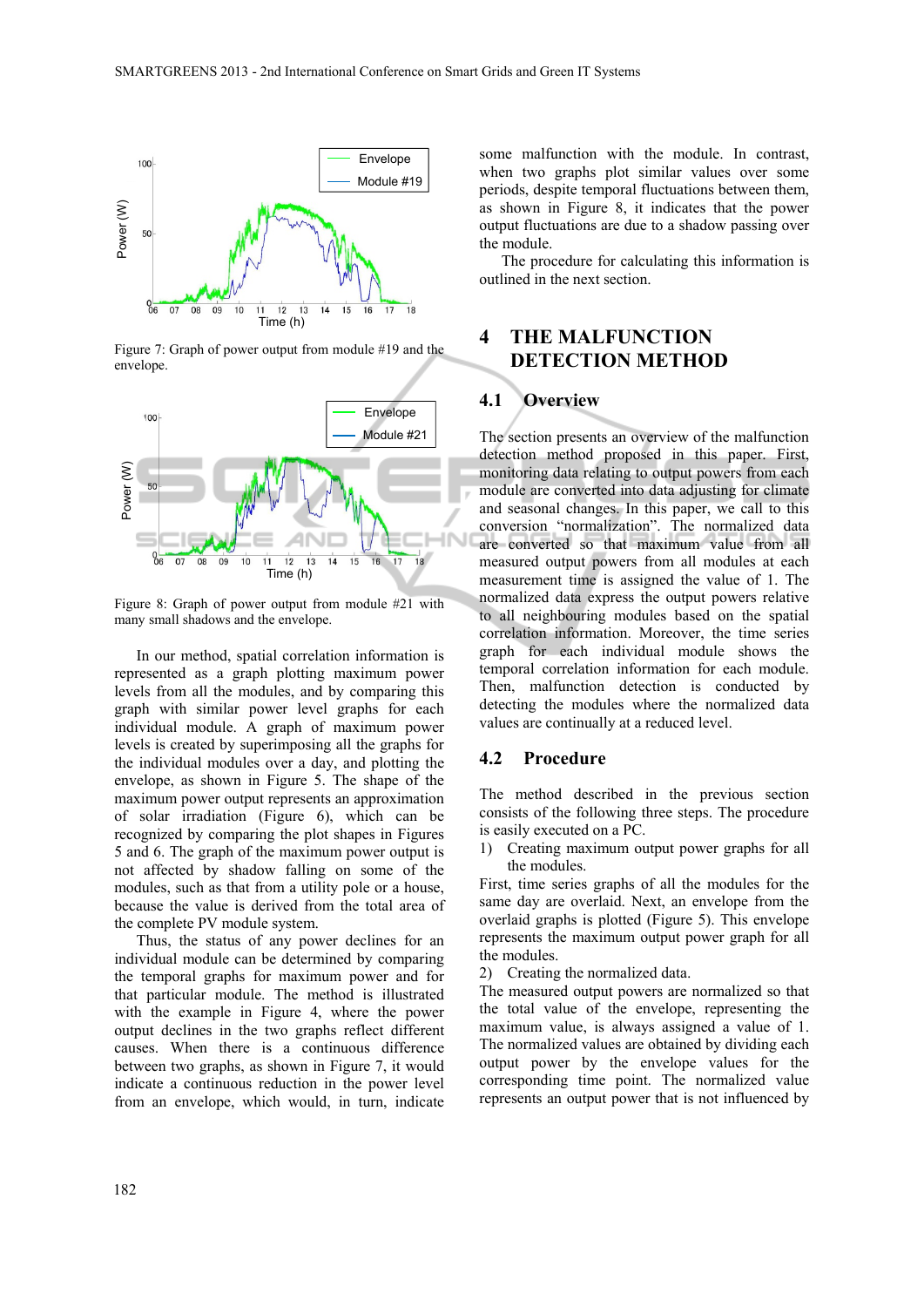Figure 7: Graph of power output from module #19 and the envelope.

Figure 8: Graph of power output from module #21 with many small shadows and the envelope.

In our method, spatial correlation information is represented as a graph plotting maximum power levels from all the modules, and by comparing this graph with similar power level graphs for each individual module. A graph of maximum power levels is created by superimposing all the graphs for the individual modules over a day, and plotting the envelope, as shown in Figure 5. The shape of the maximum power output represents an approximation of solar irradiation (Figure 6), which can be recognized by comparing the plot shapes in Figures 5 and 6. The graph of the maximum power output is not affected by shadow falling on some of the modules, such as that from a utility pole or a house, because the value is derived from the total area of the complete PV module system.

Thus, the status of any power declines for an individual module can be determined by comparing the temporal graphs for maximum power and for that particular module. The method is illustrated with the example in Figure 4, where the power output declines in the two graphs reflect different causes. When there is a continuous difference between two graphs, as shown in Figure 7, it would indicate a continuous reduction in the power level from an envelope, which would, in turn, indicate some malfunction with the module. In contrast, when two graphs plot similar values over some periods, despite temporal fluctuations between them, as shown in Figure 8, it indicates that the power output fluctuations are due to a shadow passing over the module.

The procedure for calculating this information is outlined in the next section.

# 4 THE MALFUNCTION DETECTION METHOD

## 4.1 Overview

The section presents an overview of the malfunction detection method proposed in this paper. First, monitoring data relating to output powers from each module are converted into data adjusting for climate and seasonal changes. In this paper, we call to this conversion "normalization". The normalized data are converted so that maximum value from all measured output powers from all modules at each measurement time is assigned the value of 1. The normalized data express the output powers relative to all neighbouring modules based on the spatial correlation information. Moreover, the time series graph for each individual module shows the temporal correlation information for each module. Then, malfunction detection is conducted by detecting the modules where the normalized data values are continually at a reduced level.

## 4.2 Procedure

The method described in the previous section consists of the following three steps. The procedure is easily executed on a PC.

1) Creating maximum output power graphs for all the modules.

First, time series graphs of all the modules for the same day are overlaid. Next, an envelope from the overlaid graphs is plotted (Figure 5). This envelope represents the maximum output power graph for all the modules.

2) Creating the normalized data.

The measured output powers are normalized so that the total value of the envelope, representing the maximum value, is always assigned a value of 1. The normalized values are obtained by dividing each output power by the envelope values for the corresponding time point. The normalized value represents an output power that is not influenced by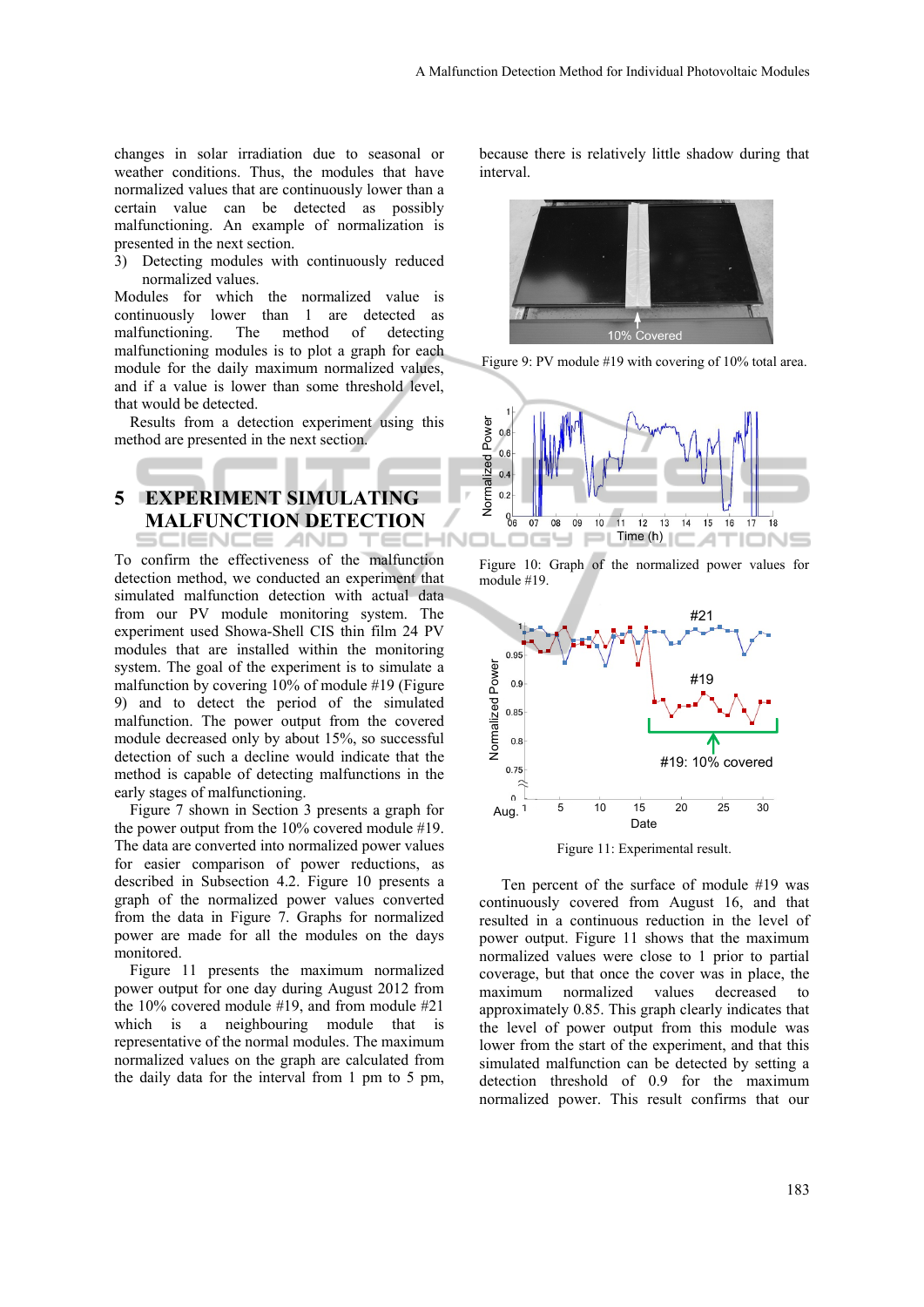changes in solar irradiation due to seasonal or weather conditions. Thus, the modules that have normalized values that are continuously lower than a certain value can be detected as possibly malfunctioning. An example of normalization is presented in the next section.

3) Detecting modules with continuously reduced normalized values.

Modules for which the normalized value is continuously lower than 1 are detected as malfunctioning. The method of detecting malfunctioning modules is to plot a graph for each module for the daily maximum normalized values, and if a value is lower than some threshold level, that would be detected.

Results from a detection experiment using this method are presented in the next section.

## 5 EXPERIMENT SIMULATING MALFUNCTION DETECTION

To confirm the effectiveness of the malfunction detection method, we conducted an experiment that simulated malfunction detection with actual data from our PV module monitoring system. The experiment used Showa-Shell CIS thin film 24 PV modules that are installed within the monitoring system. The goal of the experiment is to simulate a malfunction by covering 10% of module #19 (Figure 9) and to detect the period of the simulated malfunction. The power output from the covered module decreased only by about 15%, so successful detection of such a decline would indicate that the method is capable of detecting malfunctions in the early stages of malfunctioning.

Figure 7 shown in Section 3 presents a graph for the power output from the 10% covered module #19. The data are converted into normalized power values for easier comparison of power reductions, as described in Subsection 4.2. Figure 10 presents a graph of the normalized power values converted from the data in Figure 7. Graphs for normalized power are made for all the modules on the days monitored.

Figure 11 presents the maximum normalized power output for one day during August 2012 from the 10% covered module #19, and from module #21 which is a neighbouring module that is representative of the normal modules. The maximum normalized values on the graph are calculated from the daily data for the interval from 1 pm to 5 pm, because there is relatively little shadow during that interval.

Figure 9: PV module #19 with covering of 10% total area.

Figure 10: Graph of the normalized power values for module #19.

Figure 11: Experimental result.

Ten percent of the surface of module #19 was continuously covered from August 16, and that resulted in a continuous reduction in the level of power output. Figure 11 shows that the maximum normalized values were close to 1 prior to partial coverage, but that once the cover was in place, the maximum normalized values decreased to approximately 0.85. This graph clearly indicates that the level of power output from this module was lower from the start of the experiment, and that this simulated malfunction can be detected by setting a detection threshold of 0.9 for the maximum normalized power. This result confirms that our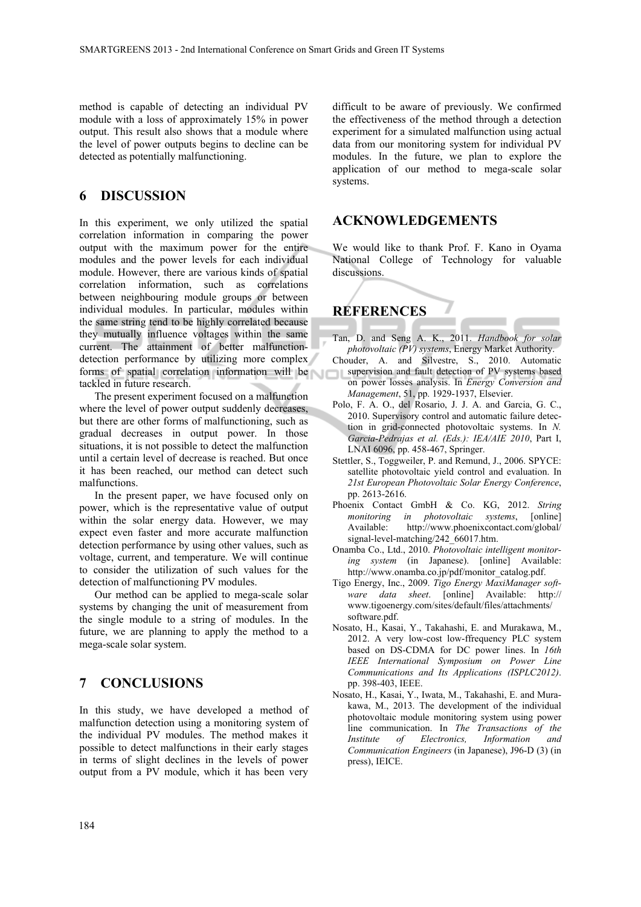method is capable of detecting an individual PV module with a loss of approximately 15% in power output. This result also shows that a module where the level of power outputs begins to decline can be detected as potentially malfunctioning.

## 6 DISCUSSION

In this experiment, we only utilized the spatial correlation information in comparing the power output with the maximum power for the entire modules and the power levels for each individual module. However, there are various kinds of spatial correlation information, such as correlations between neighbouring module groups or between individual modules. In particular, modules within the same string tend to be highly correlated because they mutually influence voltages within the same current. The attainment of better malfunction-detection performance by utilizing more complex forms of spatial correlation information will be tackled in future research.

The present experiment focused on a malfunction where the level of power output suddenly decreases, but there are other forms of malfunctioning, such as gradual decreases in output power. In those situations, it is not possible to detect the malfunction until a certain level of decrease is reached. But once it has been reached, our method can detect such malfunctions.

In the present paper, we have focused only on power, which is the representative value of output within the solar energy data. However, we may expect even faster and more accurate malfunction detection performance by using other values, such as voltage, current, and temperature. We will continue to consider the utilization of such values for the detection of malfunctioning PV modules.

Our method can be applied to mega-scale solar systems by changing the unit of measurement from the single module to a string of modules. In the future, we are planning to apply the method to a mega-scale solar system.

## 7 CONCLUSIONS

In this study, we have developed a method of malfunction detection using a monitoring system of the individual PV modules. The method makes it possible to detect malfunctions in their early stages in terms of slight declines in the levels of power output from a PV module, which it has been very difficult to be aware of previously. We confirmed the effectiveness of the method through a detection experiment for a simulated malfunction using actual data from our monitoring system for individual PV modules. In the future, we plan to explore the application of our method to mega-scale solar systems.

## ACKNOWLEDGEMENTS

We would like to thank Prof. F. Kano in Oyama National College of Technology for valuable discussions.

## REFERENCES

Tan, D. and Seng A. K., 2011. *Handbook for solar photovoltaic (PV) systems*, Energy Market Authority.

Chouder, A. and Silvestre, S., 2010. Automatic supervision and fault detection of PV systems based on power losses analysis. In *Energy Conversion and Management*, 51, pp. 1929-1937, Elsevier.

Polo, F. A. O., del Rosario, J. J. A. and Garcia, G. C., 2010. Supervisory control and automatic failure detection in grid-connected photovoltaic systems. In *N. Garcia-Pedrajas et al. (Eds.): IEA/AIE 2010*, Part I, LNAI 6096, pp. 458-467, Springer.

Stettler, S., Toggweiler, P. and Remund, J., 2006. SPYCE: satellite photovoltaic yield control and evaluation. In *21st European Photovoltaic Solar Energy Conference*, pp. 2613-2616.

Phoenix Contact GmbH & Co. KG, 2012. *String monitoring in photovoltaic systems*, [online] Available: http://www.phoenixcontact.com/global/signal-level-matching/242_66017.htm.

Onamba Co., Ltd., 2010. *Photovoltaic intelligent monitoring system* (in Japanese). [online] Available: http://www.onamba.co.jp/pdf/monitor_catalog.pdf.

Tigo Energy, Inc., 2009. *Tigo Energy MaxiManager software data sheet*. [online] Available: http://www.tigoenergy.com/sites/default/files/attachments/software.pdf.

Nosato, H., Kasai, Y., Takahashi, E. and Murakawa, M., 2012. A very low-cost low-ffrequency PLC system based on DS-CDMA for DC power lines. In *16th IEEE International Symposium on Power Line Communications and Its Applications (ISPLC2012)*. pp. 398-403, IEEE.

Nosato, H., Kasai, Y., Iwata, M., Takahashi, E. and Murakawa, M., 2013. The development of the individual photovoltaic module monitoring system using power line communication. In *The Transactions of the Institute of Electronics, Information and Communication Engineers* (in Japanese), J96-D (3) (in press), IEICE.